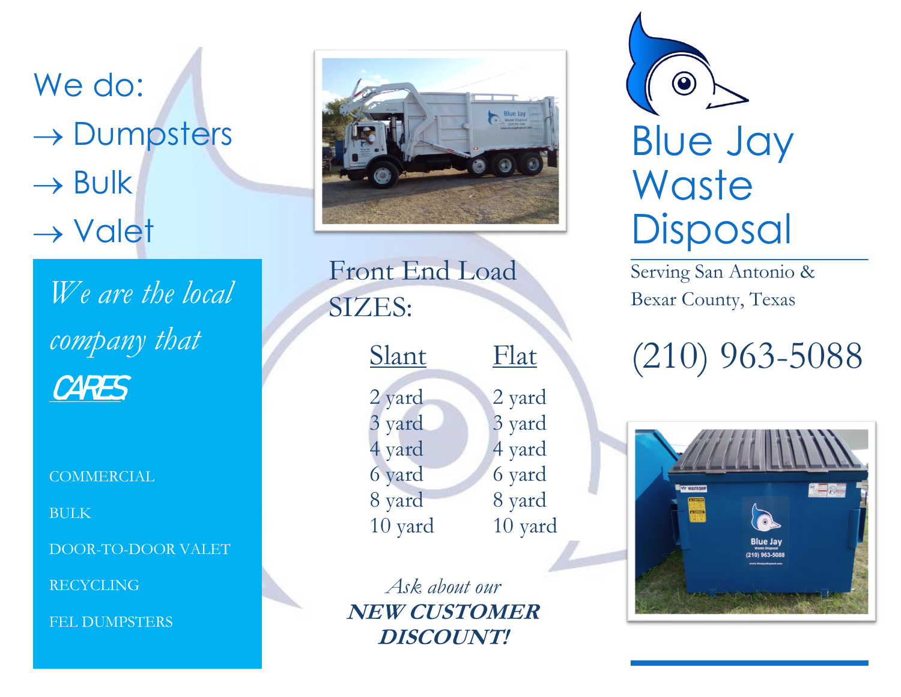We do:

→ Dumpsters

→ Bulk

→ Valet

*We are the local company that* ***CARES***

COMMERCIAL

BULK

DOOR-TO-DOOR VALET

RECYCLING

FEL DUMPSTERS

## Front End Load SIZES:

| Slant | Flat |
|---|---|
| 2 yard | 2 yard |
| 3 yard | 3 yard |
| 4 yard | 4 yard |
| 6 yard | 6 yard |
| 8 yard | 8 yard |
| 10 yard | 10 yard |

*Ask about our*
***NEW CUSTOMER DISCOUNT!***

# Blue Jay Waste Disposal

Serving San Antonio & Bexar County, Texas

(210) 963-5088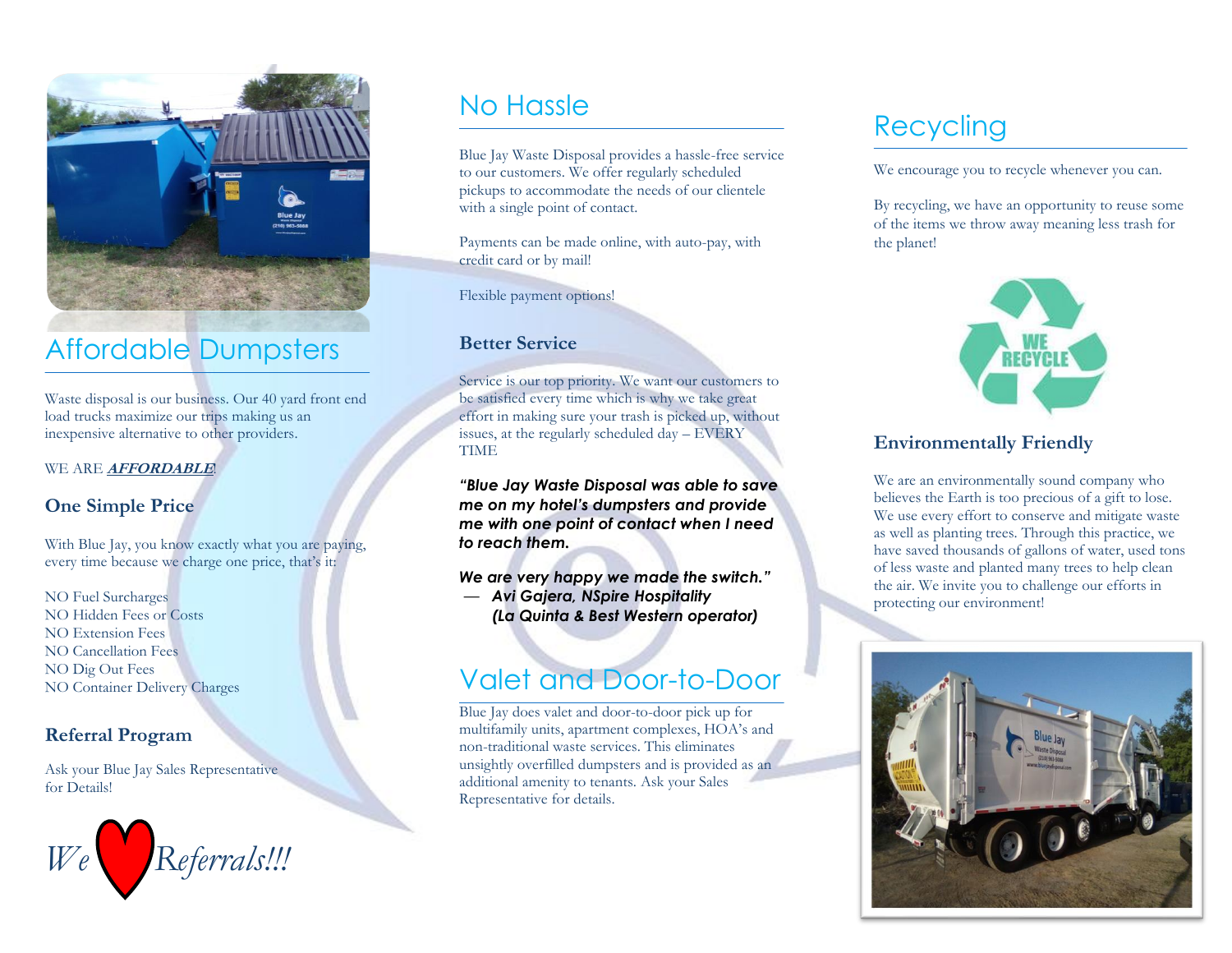## Affordable Dumpsters

Waste disposal is our business. Our 40 yard front end load trucks maximize our trips making us an inexpensive alternative to other providers.

WE ARE ***AFFORDABLE***!

### One Simple Price

With Blue Jay, you know exactly what you are paying, every time because we charge one price, that's it:

NO Fuel Surcharges
NO Hidden Fees or Costs
NO Extension Fees
NO Cancellation Fees
NO Dig Out Fees
NO Container Delivery Charges

### Referral Program

Ask your Blue Jay Sales Representative for Details!

*We ♥ Referrals!!!*

## No Hassle

Blue Jay Waste Disposal provides a hassle-free service to our customers. We offer regularly scheduled pickups to accommodate the needs of our clientele with a single point of contact.

Payments can be made online, with auto-pay, with credit card or by mail!

Flexible payment options!

### Better Service

Service is our top priority. We want our customers to be satisfied every time which is why we take great effort in making sure your trash is picked up, without issues, at the regularly scheduled day – EVERY TIME

***"Blue Jay Waste Disposal was able to save me on my hotel's dumpsters and provide me with one point of contact when I need to reach them.***

***We are very happy we made the switch."***
***— Avi Gajera, NSpire Hospitality (La Quinta & Best Western operator)***

## Valet and Door-to-Door

Blue Jay does valet and door-to-door pick up for multifamily units, apartment complexes, HOA's and non-traditional waste services. This eliminates unsightly overfilled dumpsters and is provided as an additional amenity to tenants. Ask your Sales Representative for details.

## Recycling

We encourage you to recycle whenever you can.

By recycling, we have an opportunity to reuse some of the items we throw away meaning less trash for the planet!

WE RECYCLE

### Environmentally Friendly

We are an environmentally sound company who believes the Earth is too precious of a gift to lose. We use every effort to conserve and mitigate waste as well as planting trees. Through this practice, we have saved thousands of gallons of water, used tons of less waste and planted many trees to help clean the air. We invite you to challenge our efforts in protecting our environment!